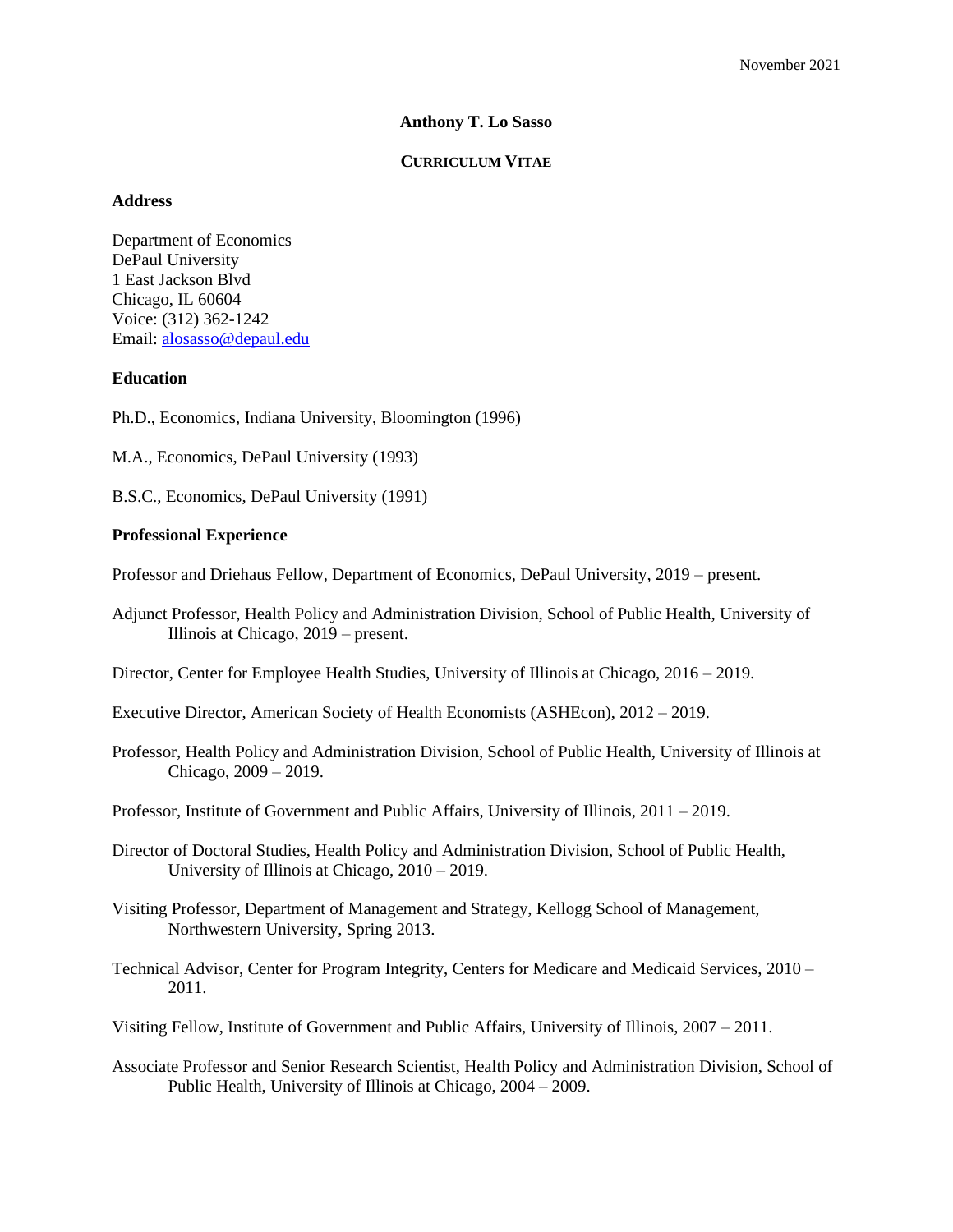November 2021

# Anthony T. Lo Sasso

## CURRICULUM VITAE

### Address

Department of Economics
DePaul University
1 East Jackson Blvd
Chicago, IL 60604
Voice: (312) 362-1242
Email: alosasso@depaul.edu

### Education

Ph.D., Economics, Indiana University, Bloomington (1996)

M.A., Economics, DePaul University (1993)

B.S.C., Economics, DePaul University (1991)

### Professional Experience

Professor and Driehaus Fellow, Department of Economics, DePaul University, 2019 – present.

Adjunct Professor, Health Policy and Administration Division, School of Public Health, University of Illinois at Chicago, 2019 – present.

Director, Center for Employee Health Studies, University of Illinois at Chicago, 2016 – 2019.

Executive Director, American Society of Health Economists (ASHEcon), 2012 – 2019.

Professor, Health Policy and Administration Division, School of Public Health, University of Illinois at Chicago, 2009 – 2019.

Professor, Institute of Government and Public Affairs, University of Illinois, 2011 – 2019.

Director of Doctoral Studies, Health Policy and Administration Division, School of Public Health, University of Illinois at Chicago, 2010 – 2019.

Visiting Professor, Department of Management and Strategy, Kellogg School of Management, Northwestern University, Spring 2013.

Technical Advisor, Center for Program Integrity, Centers for Medicare and Medicaid Services, 2010 – 2011.

Visiting Fellow, Institute of Government and Public Affairs, University of Illinois, 2007 – 2011.

Associate Professor and Senior Research Scientist, Health Policy and Administration Division, School of Public Health, University of Illinois at Chicago, 2004 – 2009.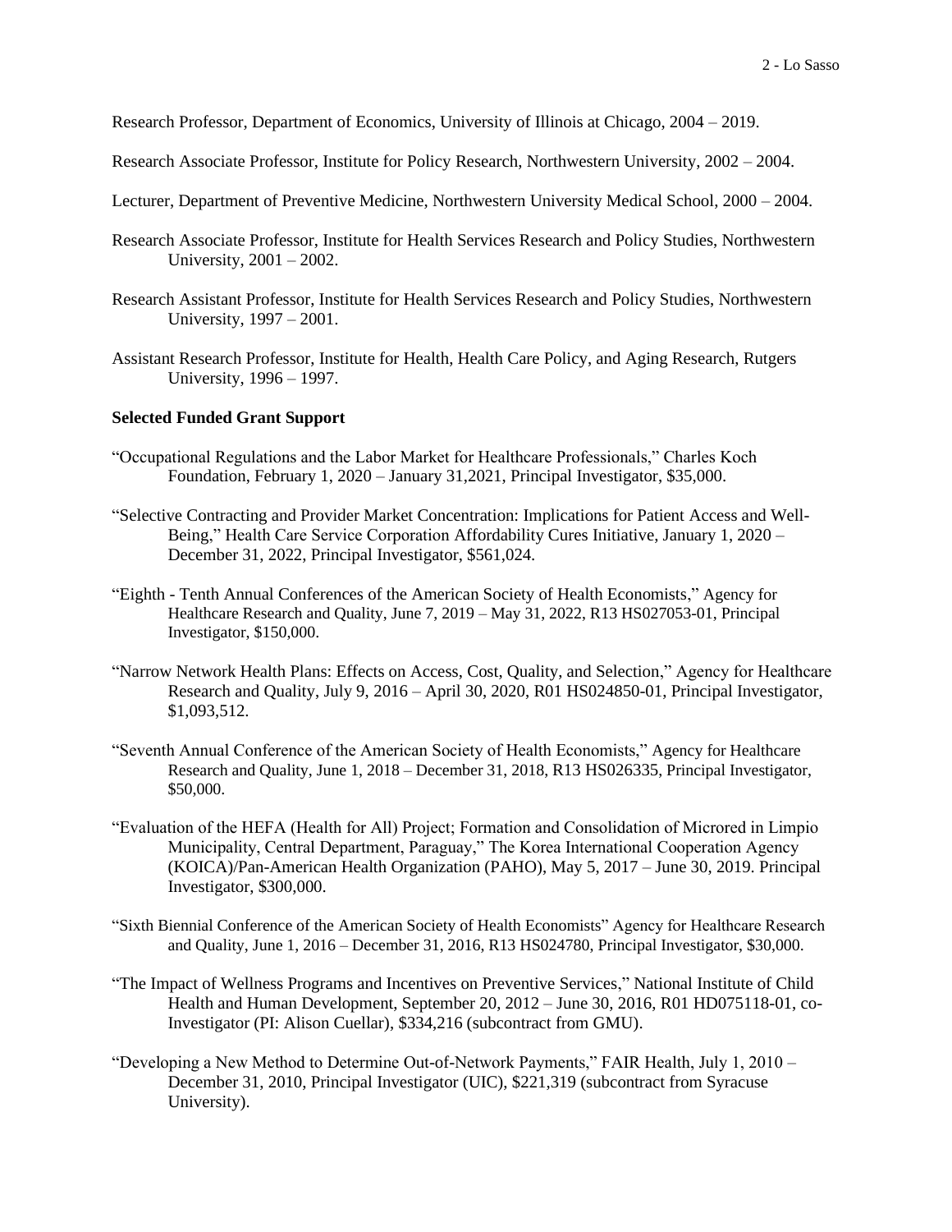Research Professor, Department of Economics, University of Illinois at Chicago, 2004 – 2019.

Research Associate Professor, Institute for Policy Research, Northwestern University, 2002 – 2004.

Lecturer, Department of Preventive Medicine, Northwestern University Medical School, 2000 – 2004.

Research Associate Professor, Institute for Health Services Research and Policy Studies, Northwestern University, 2001 – 2002.

Research Assistant Professor, Institute for Health Services Research and Policy Studies, Northwestern University, 1997 – 2001.

Assistant Research Professor, Institute for Health, Health Care Policy, and Aging Research, Rutgers University, 1996 – 1997.

**Selected Funded Grant Support**

"Occupational Regulations and the Labor Market for Healthcare Professionals," Charles Koch Foundation, February 1, 2020 – January 31,2021, Principal Investigator, $35,000.

"Selective Contracting and Provider Market Concentration: Implications for Patient Access and Well-Being," Health Care Service Corporation Affordability Cures Initiative, January 1, 2020 – December 31, 2022, Principal Investigator, $561,024.

"Eighth - Tenth Annual Conferences of the American Society of Health Economists," Agency for Healthcare Research and Quality, June 7, 2019 – May 31, 2022, R13 HS027053-01, Principal Investigator, $150,000.

"Narrow Network Health Plans: Effects on Access, Cost, Quality, and Selection," Agency for Healthcare Research and Quality, July 9, 2016 – April 30, 2020, R01 HS024850-01, Principal Investigator, $1,093,512.

"Seventh Annual Conference of the American Society of Health Economists," Agency for Healthcare Research and Quality, June 1, 2018 – December 31, 2018, R13 HS026335, Principal Investigator, $50,000.

"Evaluation of the HEFA (Health for All) Project; Formation and Consolidation of Microred in Limpio Municipality, Central Department, Paraguay," The Korea International Cooperation Agency (KOICA)/Pan-American Health Organization (PAHO), May 5, 2017 – June 30, 2019. Principal Investigator, $300,000.

"Sixth Biennial Conference of the American Society of Health Economists" Agency for Healthcare Research and Quality, June 1, 2016 – December 31, 2016, R13 HS024780, Principal Investigator, $30,000.

"The Impact of Wellness Programs and Incentives on Preventive Services," National Institute of Child Health and Human Development, September 20, 2012 – June 30, 2016, R01 HD075118-01, co-Investigator (PI: Alison Cuellar), $334,216 (subcontract from GMU).

"Developing a New Method to Determine Out-of-Network Payments," FAIR Health, July 1, 2010 – December 31, 2010, Principal Investigator (UIC), $221,319 (subcontract from Syracuse University).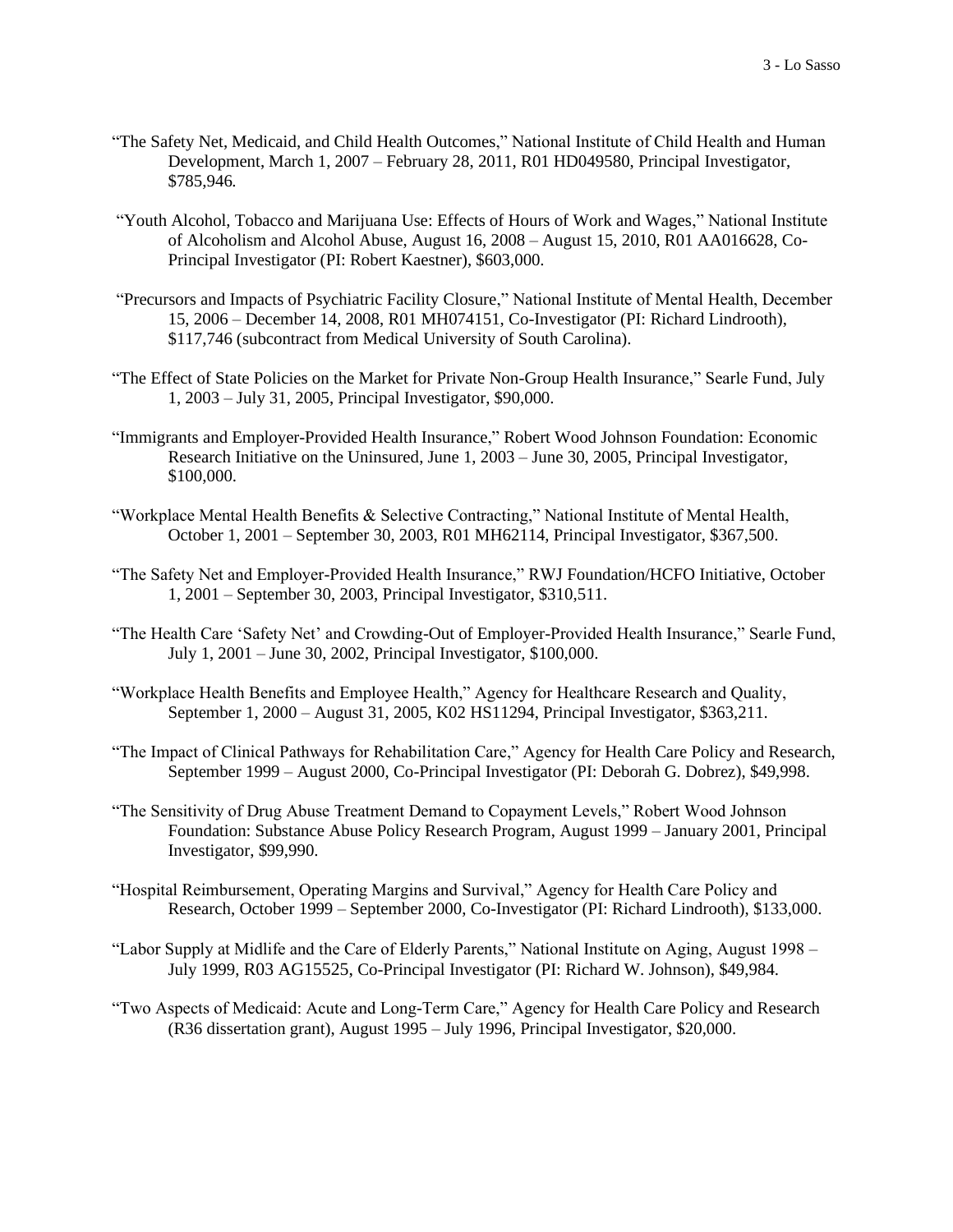"The Safety Net, Medicaid, and Child Health Outcomes," National Institute of Child Health and Human Development, March 1, 2007 – February 28, 2011, R01 HD049580, Principal Investigator, $785,946.

"Youth Alcohol, Tobacco and Marijuana Use: Effects of Hours of Work and Wages," National Institute of Alcoholism and Alcohol Abuse, August 16, 2008 – August 15, 2010, R01 AA016628, Co-Principal Investigator (PI: Robert Kaestner), $603,000.

"Precursors and Impacts of Psychiatric Facility Closure," National Institute of Mental Health, December 15, 2006 – December 14, 2008, R01 MH074151, Co-Investigator (PI: Richard Lindrooth), $117,746 (subcontract from Medical University of South Carolina).

"The Effect of State Policies on the Market for Private Non-Group Health Insurance," Searle Fund, July 1, 2003 – July 31, 2005, Principal Investigator, $90,000.

"Immigrants and Employer-Provided Health Insurance," Robert Wood Johnson Foundation: Economic Research Initiative on the Uninsured, June 1, 2003 – June 30, 2005, Principal Investigator, $100,000.

"Workplace Mental Health Benefits & Selective Contracting," National Institute of Mental Health, October 1, 2001 – September 30, 2003, R01 MH62114, Principal Investigator, $367,500.

"The Safety Net and Employer-Provided Health Insurance," RWJ Foundation/HCFO Initiative, October 1, 2001 – September 30, 2003, Principal Investigator, $310,511.

"The Health Care 'Safety Net' and Crowding-Out of Employer-Provided Health Insurance," Searle Fund, July 1, 2001 – June 30, 2002, Principal Investigator, $100,000.

"Workplace Health Benefits and Employee Health," Agency for Healthcare Research and Quality, September 1, 2000 – August 31, 2005, K02 HS11294, Principal Investigator, $363,211.

"The Impact of Clinical Pathways for Rehabilitation Care," Agency for Health Care Policy and Research, September 1999 – August 2000, Co-Principal Investigator (PI: Deborah G. Dobrez), $49,998.

"The Sensitivity of Drug Abuse Treatment Demand to Copayment Levels," Robert Wood Johnson Foundation: Substance Abuse Policy Research Program, August 1999 – January 2001, Principal Investigator, $99,990.

"Hospital Reimbursement, Operating Margins and Survival," Agency for Health Care Policy and Research, October 1999 – September 2000, Co-Investigator (PI: Richard Lindrooth), $133,000.

"Labor Supply at Midlife and the Care of Elderly Parents," National Institute on Aging, August 1998 – July 1999, R03 AG15525, Co-Principal Investigator (PI: Richard W. Johnson), $49,984.

"Two Aspects of Medicaid: Acute and Long-Term Care," Agency for Health Care Policy and Research (R36 dissertation grant), August 1995 – July 1996, Principal Investigator, $20,000.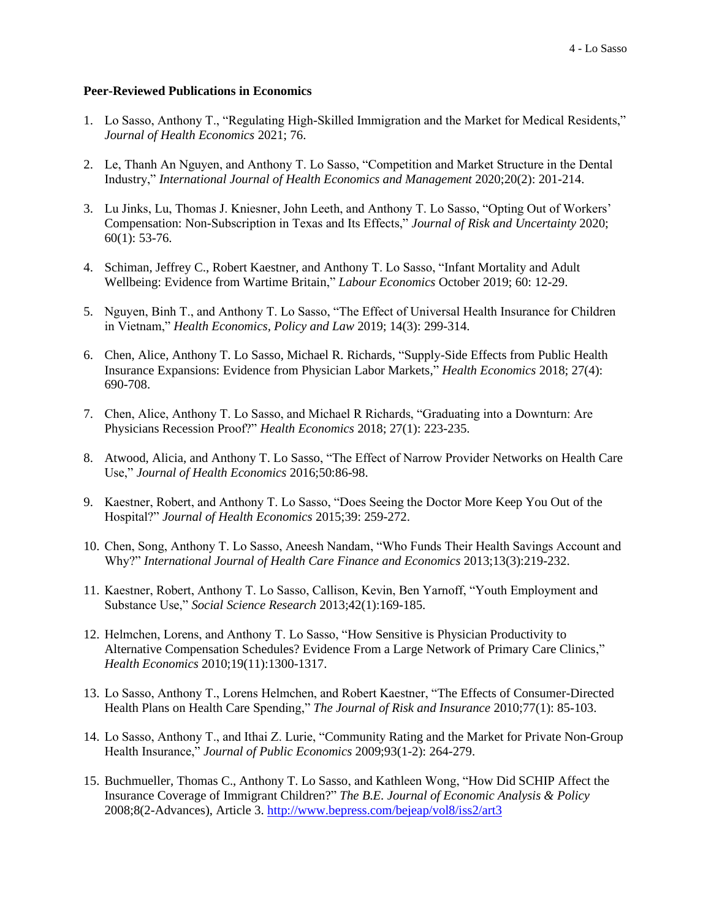**Peer-Reviewed Publications in Economics**

1. Lo Sasso, Anthony T., "Regulating High-Skilled Immigration and the Market for Medical Residents," *Journal of Health Economics* 2021; 76.

2. Le, Thanh An Nguyen, and Anthony T. Lo Sasso, "Competition and Market Structure in the Dental Industry," *International Journal of Health Economics and Management* 2020;20(2): 201-214.

3. Lu Jinks, Lu, Thomas J. Kniesner, John Leeth, and Anthony T. Lo Sasso, "Opting Out of Workers' Compensation: Non-Subscription in Texas and Its Effects," *Journal of Risk and Uncertainty* 2020; 60(1): 53-76.

4. Schiman, Jeffrey C., Robert Kaestner, and Anthony T. Lo Sasso, "Infant Mortality and Adult Wellbeing: Evidence from Wartime Britain," *Labour Economics* October 2019; 60: 12-29.

5. Nguyen, Binh T., and Anthony T. Lo Sasso, "The Effect of Universal Health Insurance for Children in Vietnam," *Health Economics, Policy and Law* 2019; 14(3): 299-314.

6. Chen, Alice, Anthony T. Lo Sasso, Michael R. Richards, "Supply-Side Effects from Public Health Insurance Expansions: Evidence from Physician Labor Markets," *Health Economics* 2018; 27(4): 690-708.

7. Chen, Alice, Anthony T. Lo Sasso, and Michael R Richards, "Graduating into a Downturn: Are Physicians Recession Proof?" *Health Economics* 2018; 27(1): 223-235.

8. Atwood, Alicia, and Anthony T. Lo Sasso, "The Effect of Narrow Provider Networks on Health Care Use," *Journal of Health Economics* 2016;50:86-98.

9. Kaestner, Robert, and Anthony T. Lo Sasso, "Does Seeing the Doctor More Keep You Out of the Hospital?" *Journal of Health Economics* 2015;39: 259-272.

10. Chen, Song, Anthony T. Lo Sasso, Aneesh Nandam, "Who Funds Their Health Savings Account and Why?" *International Journal of Health Care Finance and Economics* 2013;13(3):219-232.

11. Kaestner, Robert, Anthony T. Lo Sasso, Callison, Kevin, Ben Yarnoff, "Youth Employment and Substance Use," *Social Science Research* 2013;42(1):169-185.

12. Helmchen, Lorens, and Anthony T. Lo Sasso, "How Sensitive is Physician Productivity to Alternative Compensation Schedules? Evidence From a Large Network of Primary Care Clinics," *Health Economics* 2010;19(11):1300-1317.

13. Lo Sasso, Anthony T., Lorens Helmchen, and Robert Kaestner, "The Effects of Consumer-Directed Health Plans on Health Care Spending," *The Journal of Risk and Insurance* 2010;77(1): 85-103.

14. Lo Sasso, Anthony T., and Ithai Z. Lurie, "Community Rating and the Market for Private Non-Group Health Insurance," *Journal of Public Economics* 2009;93(1-2): 264-279.

15. Buchmueller, Thomas C., Anthony T. Lo Sasso, and Kathleen Wong, "How Did SCHIP Affect the Insurance Coverage of Immigrant Children?" *The B.E. Journal of Economic Analysis & Policy* 2008;8(2-Advances), Article 3. http://www.bepress.com/bejeap/vol8/iss2/art3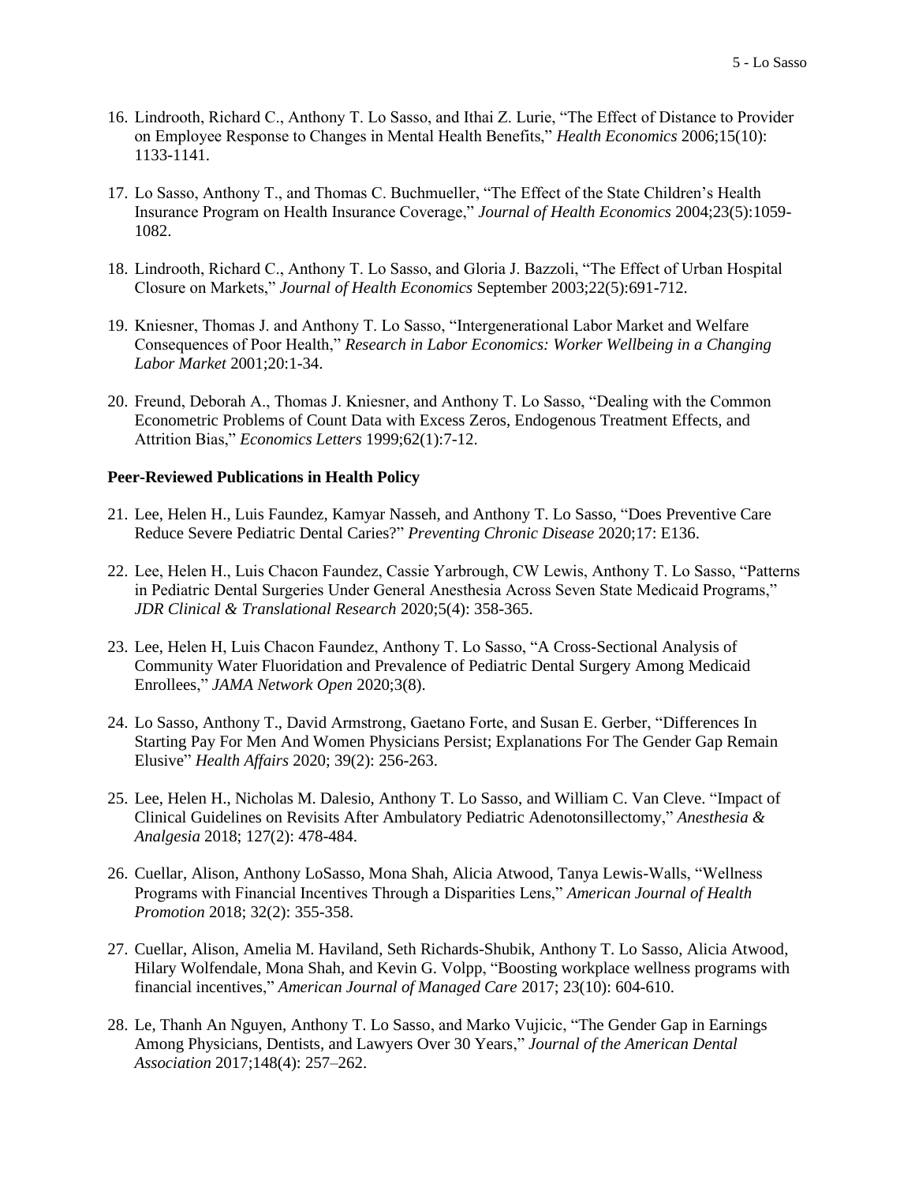16. Lindrooth, Richard C., Anthony T. Lo Sasso, and Ithai Z. Lurie, "The Effect of Distance to Provider on Employee Response to Changes in Mental Health Benefits," *Health Economics* 2006;15(10): 1133-1141.

17. Lo Sasso, Anthony T., and Thomas C. Buchmueller, "The Effect of the State Children's Health Insurance Program on Health Insurance Coverage," *Journal of Health Economics* 2004;23(5):1059-1082.

18. Lindrooth, Richard C., Anthony T. Lo Sasso, and Gloria J. Bazzoli, "The Effect of Urban Hospital Closure on Markets," *Journal of Health Economics* September 2003;22(5):691-712.

19. Kniesner, Thomas J. and Anthony T. Lo Sasso, "Intergenerational Labor Market and Welfare Consequences of Poor Health," *Research in Labor Economics: Worker Wellbeing in a Changing Labor Market* 2001;20:1-34.

20. Freund, Deborah A., Thomas J. Kniesner, and Anthony T. Lo Sasso, "Dealing with the Common Econometric Problems of Count Data with Excess Zeros, Endogenous Treatment Effects, and Attrition Bias," *Economics Letters* 1999;62(1):7-12.

**Peer-Reviewed Publications in Health Policy**

21. Lee, Helen H., Luis Faundez, Kamyar Nasseh, and Anthony T. Lo Sasso, "Does Preventive Care Reduce Severe Pediatric Dental Caries?" *Preventing Chronic Disease* 2020;17: E136.

22. Lee, Helen H., Luis Chacon Faundez, Cassie Yarbrough, CW Lewis, Anthony T. Lo Sasso, "Patterns in Pediatric Dental Surgeries Under General Anesthesia Across Seven State Medicaid Programs," *JDR Clinical & Translational Research* 2020;5(4): 358-365.

23. Lee, Helen H, Luis Chacon Faundez, Anthony T. Lo Sasso, "A Cross-Sectional Analysis of Community Water Fluoridation and Prevalence of Pediatric Dental Surgery Among Medicaid Enrollees," *JAMA Network Open* 2020;3(8).

24. Lo Sasso, Anthony T., David Armstrong, Gaetano Forte, and Susan E. Gerber, "Differences In Starting Pay For Men And Women Physicians Persist; Explanations For The Gender Gap Remain Elusive" *Health Affairs* 2020; 39(2): 256-263.

25. Lee, Helen H., Nicholas M. Dalesio, Anthony T. Lo Sasso, and William C. Van Cleve. "Impact of Clinical Guidelines on Revisits After Ambulatory Pediatric Adenotonsillectomy," *Anesthesia & Analgesia* 2018; 127(2): 478-484.

26. Cuellar, Alison, Anthony LoSasso, Mona Shah, Alicia Atwood, Tanya Lewis-Walls, "Wellness Programs with Financial Incentives Through a Disparities Lens," *American Journal of Health Promotion* 2018; 32(2): 355-358.

27. Cuellar, Alison, Amelia M. Haviland, Seth Richards-Shubik, Anthony T. Lo Sasso, Alicia Atwood, Hilary Wolfendale, Mona Shah, and Kevin G. Volpp, "Boosting workplace wellness programs with financial incentives," *American Journal of Managed Care* 2017; 23(10): 604-610.

28. Le, Thanh An Nguyen, Anthony T. Lo Sasso, and Marko Vujicic, "The Gender Gap in Earnings Among Physicians, Dentists, and Lawyers Over 30 Years," *Journal of the American Dental Association* 2017;148(4): 257–262.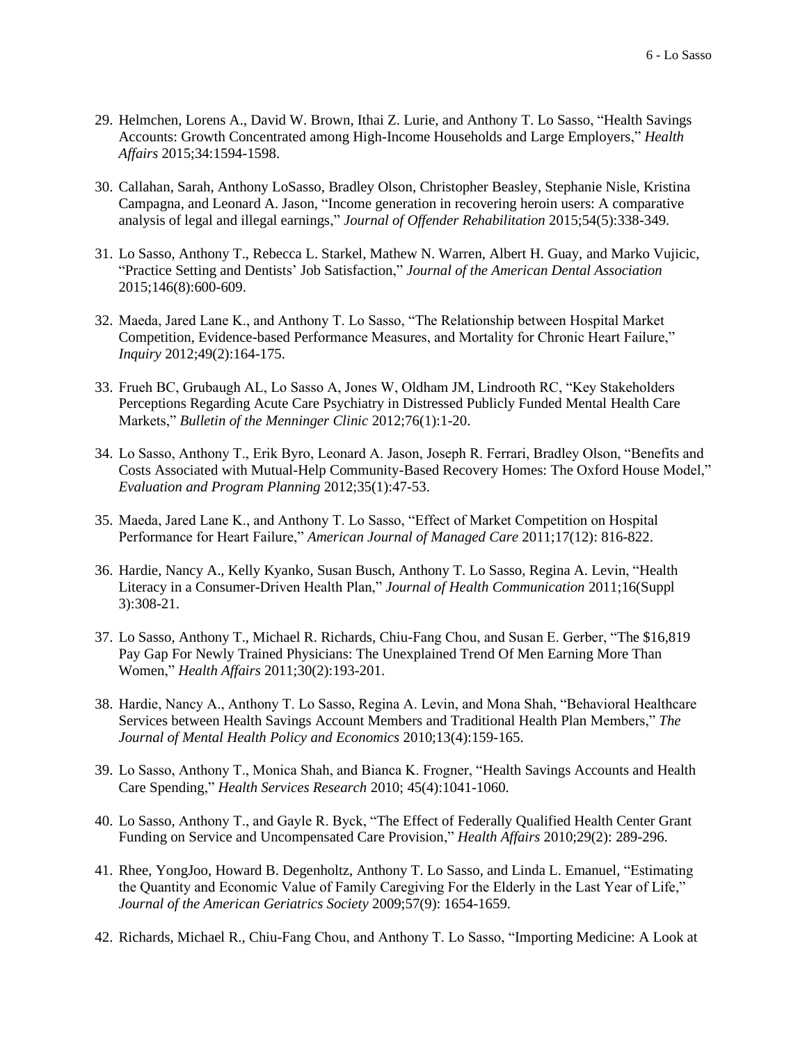29. Helmchen, Lorens A., David W. Brown, Ithai Z. Lurie, and Anthony T. Lo Sasso, "Health Savings Accounts: Growth Concentrated among High-Income Households and Large Employers," *Health Affairs* 2015;34:1594-1598.

30. Callahan, Sarah, Anthony LoSasso, Bradley Olson, Christopher Beasley, Stephanie Nisle, Kristina Campagna, and Leonard A. Jason, "Income generation in recovering heroin users: A comparative analysis of legal and illegal earnings," *Journal of Offender Rehabilitation* 2015;54(5):338-349.

31. Lo Sasso, Anthony T., Rebecca L. Starkel, Mathew N. Warren, Albert H. Guay, and Marko Vujicic, "Practice Setting and Dentists' Job Satisfaction," *Journal of the American Dental Association* 2015;146(8):600-609.

32. Maeda, Jared Lane K., and Anthony T. Lo Sasso, "The Relationship between Hospital Market Competition, Evidence-based Performance Measures, and Mortality for Chronic Heart Failure," *Inquiry* 2012;49(2):164-175.

33. Frueh BC, Grubaugh AL, Lo Sasso A, Jones W, Oldham JM, Lindrooth RC, "Key Stakeholders Perceptions Regarding Acute Care Psychiatry in Distressed Publicly Funded Mental Health Care Markets," *Bulletin of the Menninger Clinic* 2012;76(1):1-20.

34. Lo Sasso, Anthony T., Erik Byro, Leonard A. Jason, Joseph R. Ferrari, Bradley Olson, "Benefits and Costs Associated with Mutual-Help Community-Based Recovery Homes: The Oxford House Model," *Evaluation and Program Planning* 2012;35(1):47-53.

35. Maeda, Jared Lane K., and Anthony T. Lo Sasso, "Effect of Market Competition on Hospital Performance for Heart Failure," *American Journal of Managed Care* 2011;17(12): 816-822.

36. Hardie, Nancy A., Kelly Kyanko, Susan Busch, Anthony T. Lo Sasso, Regina A. Levin, "Health Literacy in a Consumer-Driven Health Plan," *Journal of Health Communication* 2011;16(Suppl 3):308-21.

37. Lo Sasso, Anthony T., Michael R. Richards, Chiu-Fang Chou, and Susan E. Gerber, "The $16,819 Pay Gap For Newly Trained Physicians: The Unexplained Trend Of Men Earning More Than Women," *Health Affairs* 2011;30(2):193-201.

38. Hardie, Nancy A., Anthony T. Lo Sasso, Regina A. Levin, and Mona Shah, "Behavioral Healthcare Services between Health Savings Account Members and Traditional Health Plan Members," *The Journal of Mental Health Policy and Economics* 2010;13(4):159-165.

39. Lo Sasso, Anthony T., Monica Shah, and Bianca K. Frogner, "Health Savings Accounts and Health Care Spending," *Health Services Research* 2010; 45(4):1041-1060.

40. Lo Sasso, Anthony T., and Gayle R. Byck, "The Effect of Federally Qualified Health Center Grant Funding on Service and Uncompensated Care Provision," *Health Affairs* 2010;29(2): 289-296.

41. Rhee, YongJoo, Howard B. Degenholtz, Anthony T. Lo Sasso, and Linda L. Emanuel, "Estimating the Quantity and Economic Value of Family Caregiving For the Elderly in the Last Year of Life," *Journal of the American Geriatrics Society* 2009;57(9): 1654-1659.

42. Richards, Michael R., Chiu-Fang Chou, and Anthony T. Lo Sasso, "Importing Medicine: A Look at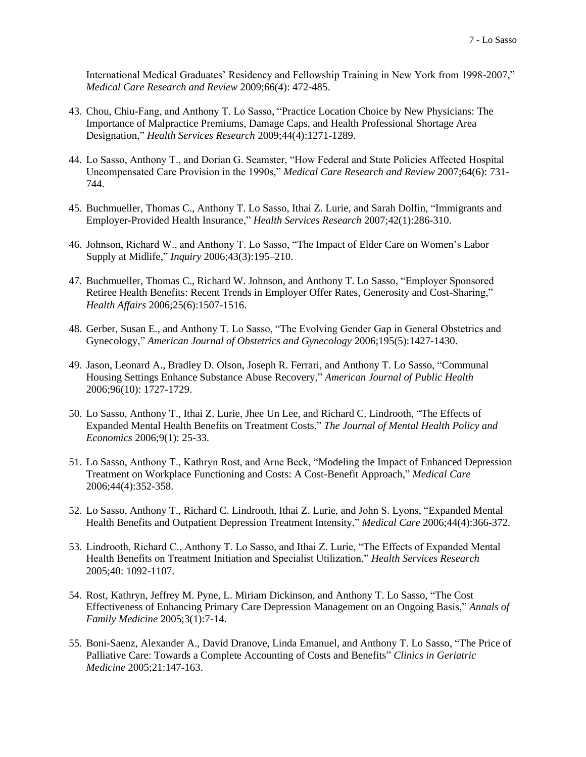International Medical Graduates' Residency and Fellowship Training in New York from 1998-2007," *Medical Care Research and Review* 2009;66(4): 472-485.

43. Chou, Chiu-Fang, and Anthony T. Lo Sasso, "Practice Location Choice by New Physicians: The Importance of Malpractice Premiums, Damage Caps, and Health Professional Shortage Area Designation," *Health Services Research* 2009;44(4):1271-1289.

44. Lo Sasso, Anthony T., and Dorian G. Seamster, "How Federal and State Policies Affected Hospital Uncompensated Care Provision in the 1990s," *Medical Care Research and Review* 2007;64(6): 731-744.

45. Buchmueller, Thomas C., Anthony T. Lo Sasso, Ithai Z. Lurie, and Sarah Dolfin, "Immigrants and Employer-Provided Health Insurance," *Health Services Research* 2007;42(1):286-310.

46. Johnson, Richard W., and Anthony T. Lo Sasso, "The Impact of Elder Care on Women's Labor Supply at Midlife," *Inquiry* 2006;43(3):195–210.

47. Buchmueller, Thomas C., Richard W. Johnson, and Anthony T. Lo Sasso, "Employer Sponsored Retiree Health Benefits: Recent Trends in Employer Offer Rates, Generosity and Cost-Sharing," *Health Affairs* 2006;25(6):1507-1516.

48. Gerber, Susan E., and Anthony T. Lo Sasso, "The Evolving Gender Gap in General Obstetrics and Gynecology," *American Journal of Obstetrics and Gynecology* 2006;195(5):1427-1430.

49. Jason, Leonard A., Bradley D. Olson, Joseph R. Ferrari, and Anthony T. Lo Sasso, "Communal Housing Settings Enhance Substance Abuse Recovery," *American Journal of Public Health* 2006;96(10): 1727-1729.

50. Lo Sasso, Anthony T., Ithai Z. Lurie, Jhee Un Lee, and Richard C. Lindrooth, "The Effects of Expanded Mental Health Benefits on Treatment Costs," *The Journal of Mental Health Policy and Economics* 2006;9(1): 25-33.

51. Lo Sasso, Anthony T., Kathryn Rost, and Arne Beck, "Modeling the Impact of Enhanced Depression Treatment on Workplace Functioning and Costs: A Cost-Benefit Approach," *Medical Care* 2006;44(4):352-358.

52. Lo Sasso, Anthony T., Richard C. Lindrooth, Ithai Z. Lurie, and John S. Lyons, "Expanded Mental Health Benefits and Outpatient Depression Treatment Intensity," *Medical Care* 2006;44(4):366-372.

53. Lindrooth, Richard C., Anthony T. Lo Sasso, and Ithai Z. Lurie, "The Effects of Expanded Mental Health Benefits on Treatment Initiation and Specialist Utilization," *Health Services Research* 2005;40: 1092-1107.

54. Rost, Kathryn, Jeffrey M. Pyne, L. Miriam Dickinson, and Anthony T. Lo Sasso, "The Cost Effectiveness of Enhancing Primary Care Depression Management on an Ongoing Basis," *Annals of Family Medicine* 2005;3(1):7-14.

55. Boni-Saenz, Alexander A., David Dranove, Linda Emanuel, and Anthony T. Lo Sasso, "The Price of Palliative Care: Towards a Complete Accounting of Costs and Benefits" *Clinics in Geriatric Medicine* 2005;21:147-163.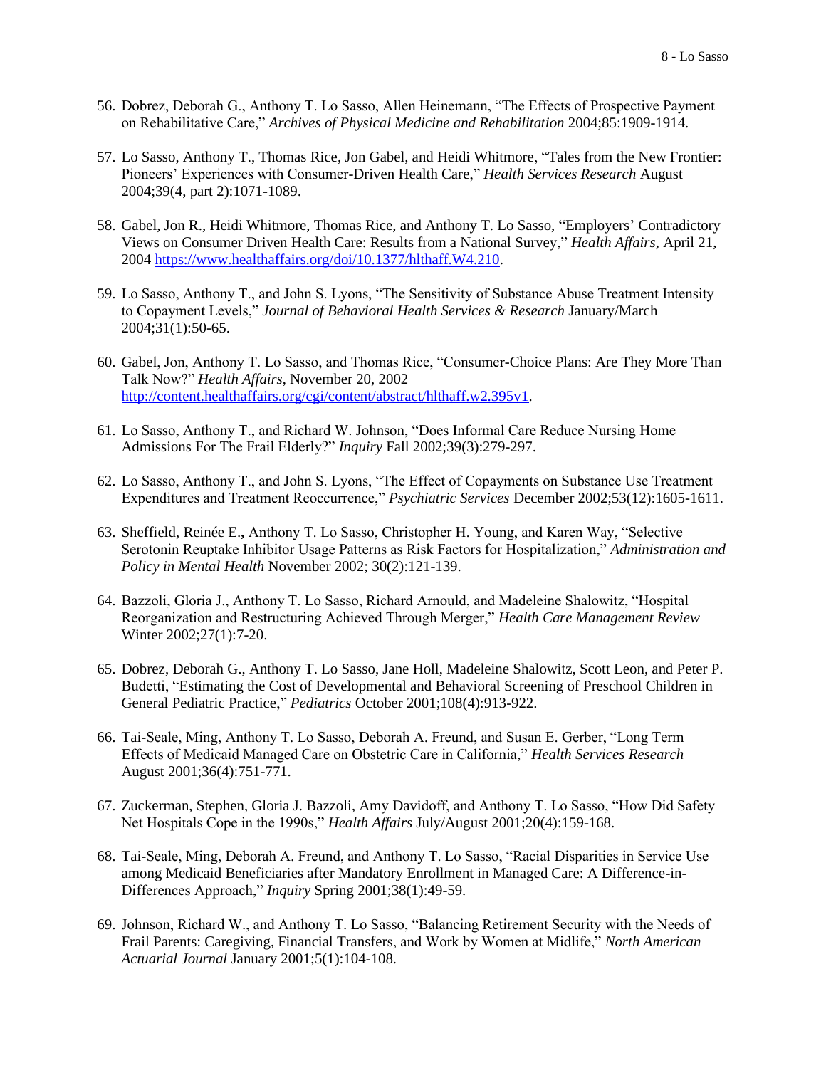56. Dobrez, Deborah G., Anthony T. Lo Sasso, Allen Heinemann, "The Effects of Prospective Payment on Rehabilitative Care," *Archives of Physical Medicine and Rehabilitation* 2004;85:1909-1914.

57. Lo Sasso, Anthony T., Thomas Rice, Jon Gabel, and Heidi Whitmore, "Tales from the New Frontier: Pioneers' Experiences with Consumer-Driven Health Care," *Health Services Research* August 2004;39(4, part 2):1071-1089.

58. Gabel, Jon R., Heidi Whitmore, Thomas Rice, and Anthony T. Lo Sasso, "Employers' Contradictory Views on Consumer Driven Health Care: Results from a National Survey," *Health Affairs*, April 21, 2004 [https://www.healthaffairs.org/doi/10.1377/hlthaff.W4.210](https://www.healthaffairs.org/doi/10.1377/hlthaff.W4.210).

59. Lo Sasso, Anthony T., and John S. Lyons, "The Sensitivity of Substance Abuse Treatment Intensity to Copayment Levels," *Journal of Behavioral Health Services & Research* January/March 2004;31(1):50-65.

60. Gabel, Jon, Anthony T. Lo Sasso, and Thomas Rice, "Consumer-Choice Plans: Are They More Than Talk Now?" *Health Affairs*, November 20, 2002 [http://content.healthaffairs.org/cgi/content/abstract/hlthaff.w2.395v1](http://content.healthaffairs.org/cgi/content/abstract/hlthaff.w2.395v1).

61. Lo Sasso, Anthony T., and Richard W. Johnson, "Does Informal Care Reduce Nursing Home Admissions For The Frail Elderly?" *Inquiry* Fall 2002;39(3):279-297.

62. Lo Sasso, Anthony T., and John S. Lyons, "The Effect of Copayments on Substance Use Treatment Expenditures and Treatment Reoccurrence," *Psychiatric Services* December 2002;53(12):1605-1611.

63. Sheffield, Reinée E.**,** Anthony T. Lo Sasso, Christopher H. Young, and Karen Way, "Selective Serotonin Reuptake Inhibitor Usage Patterns as Risk Factors for Hospitalization," *Administration and Policy in Mental Health* November 2002; 30(2):121-139.

64. Bazzoli, Gloria J., Anthony T. Lo Sasso, Richard Arnould, and Madeleine Shalowitz, "Hospital Reorganization and Restructuring Achieved Through Merger," *Health Care Management Review* Winter 2002;27(1):7-20.

65. Dobrez, Deborah G., Anthony T. Lo Sasso, Jane Holl, Madeleine Shalowitz, Scott Leon, and Peter P. Budetti, "Estimating the Cost of Developmental and Behavioral Screening of Preschool Children in General Pediatric Practice," *Pediatrics* October 2001;108(4):913-922.

66. Tai-Seale, Ming, Anthony T. Lo Sasso, Deborah A. Freund, and Susan E. Gerber, "Long Term Effects of Medicaid Managed Care on Obstetric Care in California," *Health Services Research* August 2001;36(4):751-771.

67. Zuckerman, Stephen, Gloria J. Bazzoli, Amy Davidoff, and Anthony T. Lo Sasso, "How Did Safety Net Hospitals Cope in the 1990s," *Health Affairs* July/August 2001;20(4):159-168.

68. Tai-Seale, Ming, Deborah A. Freund, and Anthony T. Lo Sasso, "Racial Disparities in Service Use among Medicaid Beneficiaries after Mandatory Enrollment in Managed Care: A Difference-in-Differences Approach," *Inquiry* Spring 2001;38(1):49-59.

69. Johnson, Richard W., and Anthony T. Lo Sasso, "Balancing Retirement Security with the Needs of Frail Parents: Caregiving, Financial Transfers, and Work by Women at Midlife," *North American Actuarial Journal* January 2001;5(1):104-108.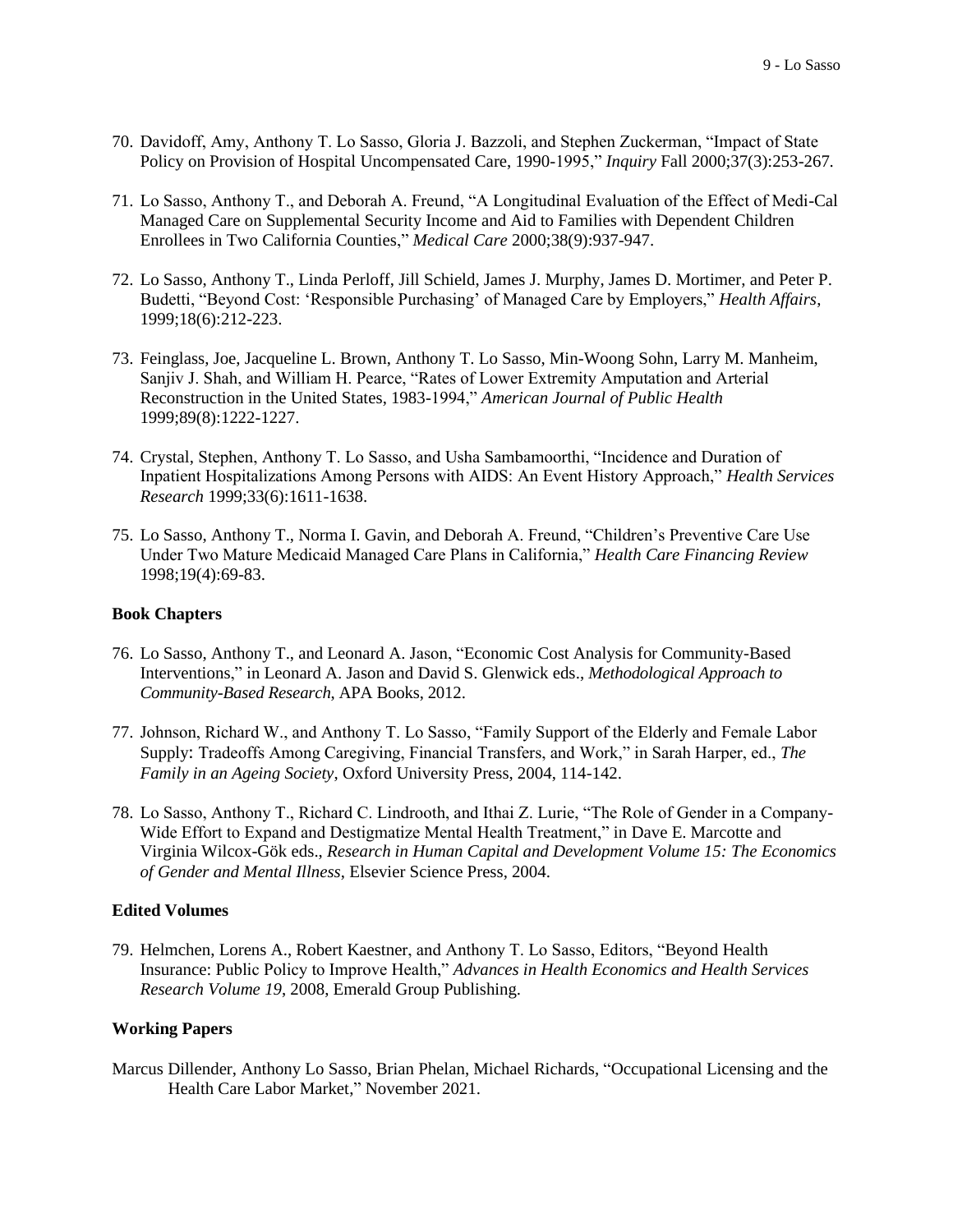70. Davidoff, Amy, Anthony T. Lo Sasso, Gloria J. Bazzoli, and Stephen Zuckerman, "Impact of State Policy on Provision of Hospital Uncompensated Care, 1990-1995," *Inquiry* Fall 2000;37(3):253-267.

71. Lo Sasso, Anthony T., and Deborah A. Freund, "A Longitudinal Evaluation of the Effect of Medi-Cal Managed Care on Supplemental Security Income and Aid to Families with Dependent Children Enrollees in Two California Counties," *Medical Care* 2000;38(9):937-947.

72. Lo Sasso, Anthony T., Linda Perloff, Jill Schield, James J. Murphy, James D. Mortimer, and Peter P. Budetti, "Beyond Cost: 'Responsible Purchasing' of Managed Care by Employers," *Health Affairs*, 1999;18(6):212-223.

73. Feinglass, Joe, Jacqueline L. Brown, Anthony T. Lo Sasso, Min-Woong Sohn, Larry M. Manheim, Sanjiv J. Shah, and William H. Pearce, "Rates of Lower Extremity Amputation and Arterial Reconstruction in the United States, 1983-1994," *American Journal of Public Health* 1999;89(8):1222-1227.

74. Crystal, Stephen, Anthony T. Lo Sasso, and Usha Sambamoorthi, "Incidence and Duration of Inpatient Hospitalizations Among Persons with AIDS: An Event History Approach," *Health Services Research* 1999;33(6):1611-1638.

75. Lo Sasso, Anthony T., Norma I. Gavin, and Deborah A. Freund, "Children's Preventive Care Use Under Two Mature Medicaid Managed Care Plans in California," *Health Care Financing Review* 1998;19(4):69-83.

**Book Chapters**

76. Lo Sasso, Anthony T., and Leonard A. Jason, "Economic Cost Analysis for Community-Based Interventions," in Leonard A. Jason and David S. Glenwick eds., *Methodological Approach to Community-Based Research*, APA Books, 2012.

77. Johnson, Richard W., and Anthony T. Lo Sasso, "Family Support of the Elderly and Female Labor Supply: Tradeoffs Among Caregiving, Financial Transfers, and Work," in Sarah Harper, ed., *The Family in an Ageing Society*, Oxford University Press, 2004, 114-142.

78. Lo Sasso, Anthony T., Richard C. Lindrooth, and Ithai Z. Lurie, "The Role of Gender in a Company-Wide Effort to Expand and Destigmatize Mental Health Treatment," in Dave E. Marcotte and Virginia Wilcox-Gök eds., *Research in Human Capital and Development Volume 15: The Economics of Gender and Mental Illness*, Elsevier Science Press, 2004.

**Edited Volumes**

79. Helmchen, Lorens A., Robert Kaestner, and Anthony T. Lo Sasso, Editors, "Beyond Health Insurance: Public Policy to Improve Health," *Advances in Health Economics and Health Services Research Volume 19*, 2008, Emerald Group Publishing.

**Working Papers**

Marcus Dillender, Anthony Lo Sasso, Brian Phelan, Michael Richards, "Occupational Licensing and the Health Care Labor Market," November 2021.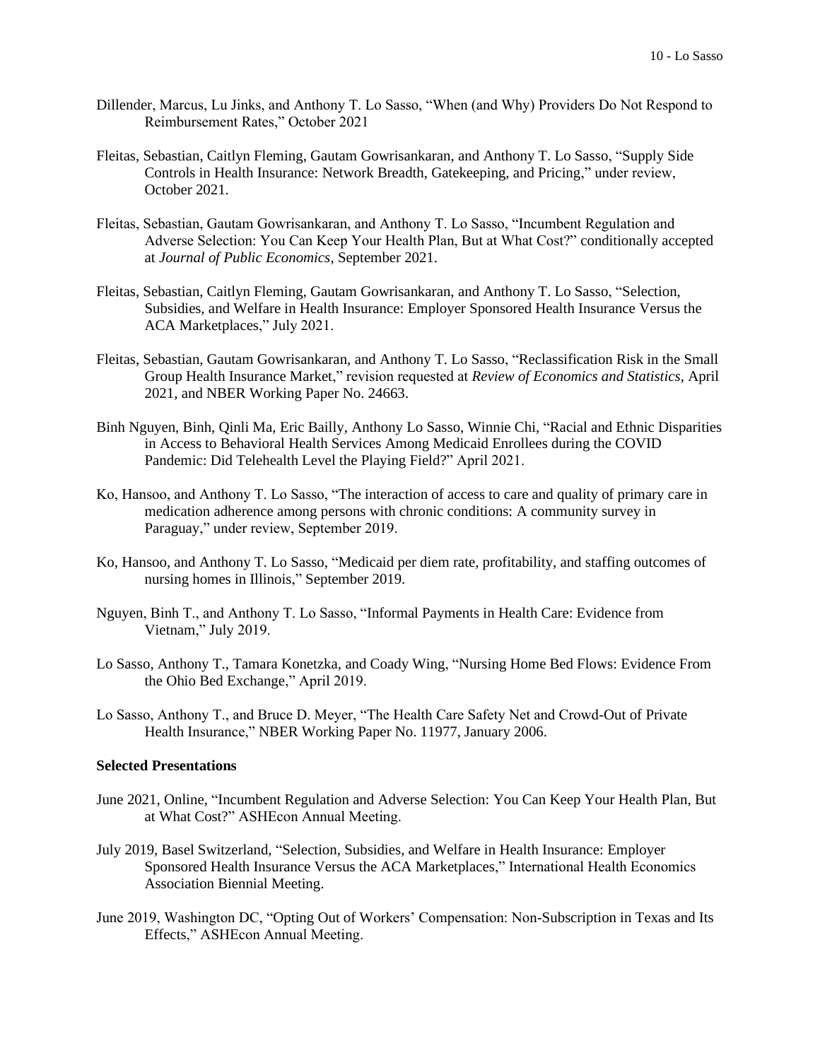Dillender, Marcus, Lu Jinks, and Anthony T. Lo Sasso, "When (and Why) Providers Do Not Respond to Reimbursement Rates," October 2021

Fleitas, Sebastian, Caitlyn Fleming, Gautam Gowrisankaran, and Anthony T. Lo Sasso, "Supply Side Controls in Health Insurance: Network Breadth, Gatekeeping, and Pricing," under review, October 2021.

Fleitas, Sebastian, Gautam Gowrisankaran, and Anthony T. Lo Sasso, "Incumbent Regulation and Adverse Selection: You Can Keep Your Health Plan, But at What Cost?" conditionally accepted at *Journal of Public Economics*, September 2021.

Fleitas, Sebastian, Caitlyn Fleming, Gautam Gowrisankaran, and Anthony T. Lo Sasso, "Selection, Subsidies, and Welfare in Health Insurance: Employer Sponsored Health Insurance Versus the ACA Marketplaces," July 2021.

Fleitas, Sebastian, Gautam Gowrisankaran, and Anthony T. Lo Sasso, "Reclassification Risk in the Small Group Health Insurance Market," revision requested at *Review of Economics and Statistics*, April 2021, and NBER Working Paper No. 24663.

Binh Nguyen, Binh, Qinli Ma, Eric Bailly, Anthony Lo Sasso, Winnie Chi, "Racial and Ethnic Disparities in Access to Behavioral Health Services Among Medicaid Enrollees during the COVID Pandemic: Did Telehealth Level the Playing Field?" April 2021.

Ko, Hansoo, and Anthony T. Lo Sasso, "The interaction of access to care and quality of primary care in medication adherence among persons with chronic conditions: A community survey in Paraguay," under review, September 2019.

Ko, Hansoo, and Anthony T. Lo Sasso, "Medicaid per diem rate, profitability, and staffing outcomes of nursing homes in Illinois," September 2019.

Nguyen, Binh T., and Anthony T. Lo Sasso, "Informal Payments in Health Care: Evidence from Vietnam," July 2019.

Lo Sasso, Anthony T., Tamara Konetzka, and Coady Wing, "Nursing Home Bed Flows: Evidence From the Ohio Bed Exchange," April 2019.

Lo Sasso, Anthony T., and Bruce D. Meyer, "The Health Care Safety Net and Crowd-Out of Private Health Insurance," NBER Working Paper No. 11977, January 2006.

**Selected Presentations**

June 2021, Online, "Incumbent Regulation and Adverse Selection: You Can Keep Your Health Plan, But at What Cost?" ASHEcon Annual Meeting.

July 2019, Basel Switzerland, "Selection, Subsidies, and Welfare in Health Insurance: Employer Sponsored Health Insurance Versus the ACA Marketplaces," International Health Economics Association Biennial Meeting.

June 2019, Washington DC, "Opting Out of Workers' Compensation: Non-Subscription in Texas and Its Effects," ASHEcon Annual Meeting.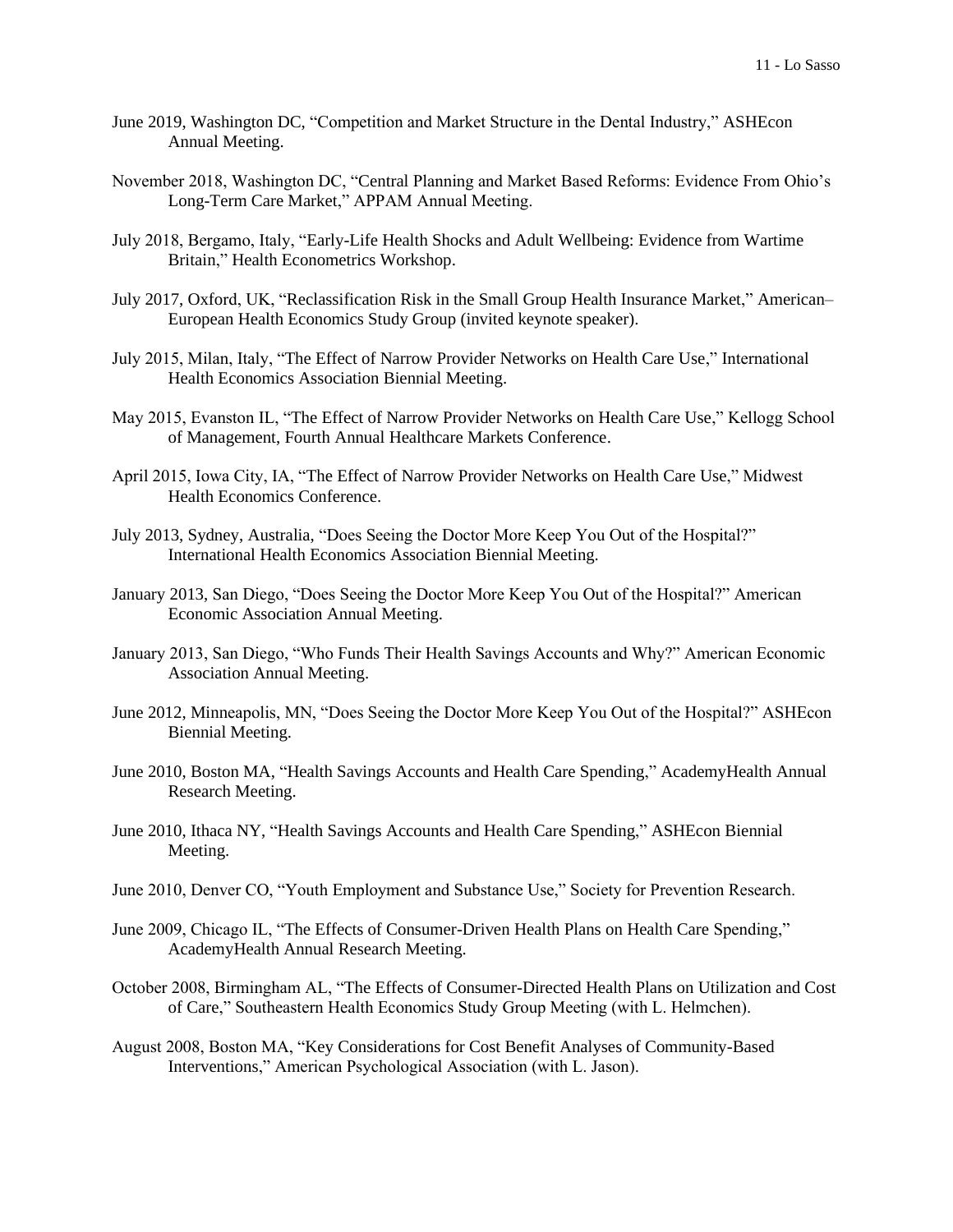June 2019, Washington DC, “Competition and Market Structure in the Dental Industry,” ASHEcon Annual Meeting.

November 2018, Washington DC, “Central Planning and Market Based Reforms: Evidence From Ohio’s Long-Term Care Market,” APPAM Annual Meeting.

July 2018, Bergamo, Italy, “Early-Life Health Shocks and Adult Wellbeing: Evidence from Wartime Britain,” Health Econometrics Workshop.

July 2017, Oxford, UK, “Reclassification Risk in the Small Group Health Insurance Market,” American–European Health Economics Study Group (invited keynote speaker).

July 2015, Milan, Italy, “The Effect of Narrow Provider Networks on Health Care Use,” International Health Economics Association Biennial Meeting.

May 2015, Evanston IL, “The Effect of Narrow Provider Networks on Health Care Use,” Kellogg School of Management, Fourth Annual Healthcare Markets Conference.

April 2015, Iowa City, IA, “The Effect of Narrow Provider Networks on Health Care Use,” Midwest Health Economics Conference.

July 2013, Sydney, Australia, “Does Seeing the Doctor More Keep You Out of the Hospital?” International Health Economics Association Biennial Meeting.

January 2013, San Diego, “Does Seeing the Doctor More Keep You Out of the Hospital?” American Economic Association Annual Meeting.

January 2013, San Diego, “Who Funds Their Health Savings Accounts and Why?” American Economic Association Annual Meeting.

June 2012, Minneapolis, MN, “Does Seeing the Doctor More Keep You Out of the Hospital?” ASHEcon Biennial Meeting.

June 2010, Boston MA, “Health Savings Accounts and Health Care Spending,” AcademyHealth Annual Research Meeting.

June 2010, Ithaca NY, “Health Savings Accounts and Health Care Spending,” ASHEcon Biennial Meeting.

June 2010, Denver CO, “Youth Employment and Substance Use,” Society for Prevention Research.

June 2009, Chicago IL, “The Effects of Consumer-Driven Health Plans on Health Care Spending,” AcademyHealth Annual Research Meeting.

October 2008, Birmingham AL, “The Effects of Consumer-Directed Health Plans on Utilization and Cost of Care,” Southeastern Health Economics Study Group Meeting (with L. Helmchen).

August 2008, Boston MA, “Key Considerations for Cost Benefit Analyses of Community-Based Interventions,” American Psychological Association (with L. Jason).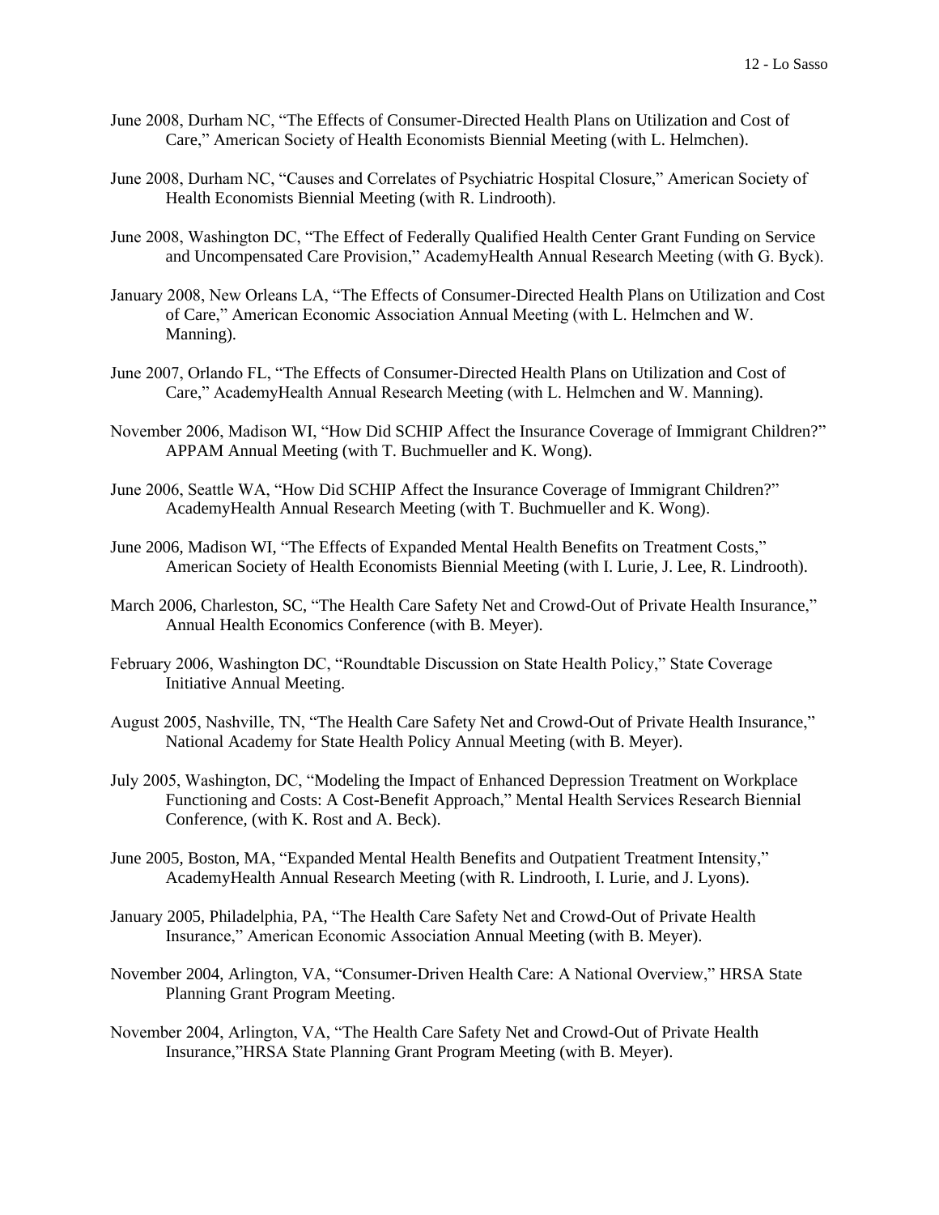June 2008, Durham NC, “The Effects of Consumer-Directed Health Plans on Utilization and Cost of Care,” American Society of Health Economists Biennial Meeting (with L. Helmchen).

June 2008, Durham NC, “Causes and Correlates of Psychiatric Hospital Closure,” American Society of Health Economists Biennial Meeting (with R. Lindrooth).

June 2008, Washington DC, “The Effect of Federally Qualified Health Center Grant Funding on Service and Uncompensated Care Provision,” AcademyHealth Annual Research Meeting (with G. Byck).

January 2008, New Orleans LA, “The Effects of Consumer-Directed Health Plans on Utilization and Cost of Care,” American Economic Association Annual Meeting (with L. Helmchen and W. Manning).

June 2007, Orlando FL, “The Effects of Consumer-Directed Health Plans on Utilization and Cost of Care,” AcademyHealth Annual Research Meeting (with L. Helmchen and W. Manning).

November 2006, Madison WI, “How Did SCHIP Affect the Insurance Coverage of Immigrant Children?” APPAM Annual Meeting (with T. Buchmueller and K. Wong).

June 2006, Seattle WA, “How Did SCHIP Affect the Insurance Coverage of Immigrant Children?” AcademyHealth Annual Research Meeting (with T. Buchmueller and K. Wong).

June 2006, Madison WI, “The Effects of Expanded Mental Health Benefits on Treatment Costs,” American Society of Health Economists Biennial Meeting (with I. Lurie, J. Lee, R. Lindrooth).

March 2006, Charleston, SC, “The Health Care Safety Net and Crowd-Out of Private Health Insurance,” Annual Health Economics Conference (with B. Meyer).

February 2006, Washington DC, “Roundtable Discussion on State Health Policy,” State Coverage Initiative Annual Meeting.

August 2005, Nashville, TN, “The Health Care Safety Net and Crowd-Out of Private Health Insurance,” National Academy for State Health Policy Annual Meeting (with B. Meyer).

July 2005, Washington, DC, “Modeling the Impact of Enhanced Depression Treatment on Workplace Functioning and Costs: A Cost-Benefit Approach,” Mental Health Services Research Biennial Conference, (with K. Rost and A. Beck).

June 2005, Boston, MA, “Expanded Mental Health Benefits and Outpatient Treatment Intensity,” AcademyHealth Annual Research Meeting (with R. Lindrooth, I. Lurie, and J. Lyons).

January 2005, Philadelphia, PA, “The Health Care Safety Net and Crowd-Out of Private Health Insurance,” American Economic Association Annual Meeting (with B. Meyer).

November 2004, Arlington, VA, “Consumer-Driven Health Care: A National Overview,” HRSA State Planning Grant Program Meeting.

November 2004, Arlington, VA, “The Health Care Safety Net and Crowd-Out of Private Health Insurance,”HRSA State Planning Grant Program Meeting (with B. Meyer).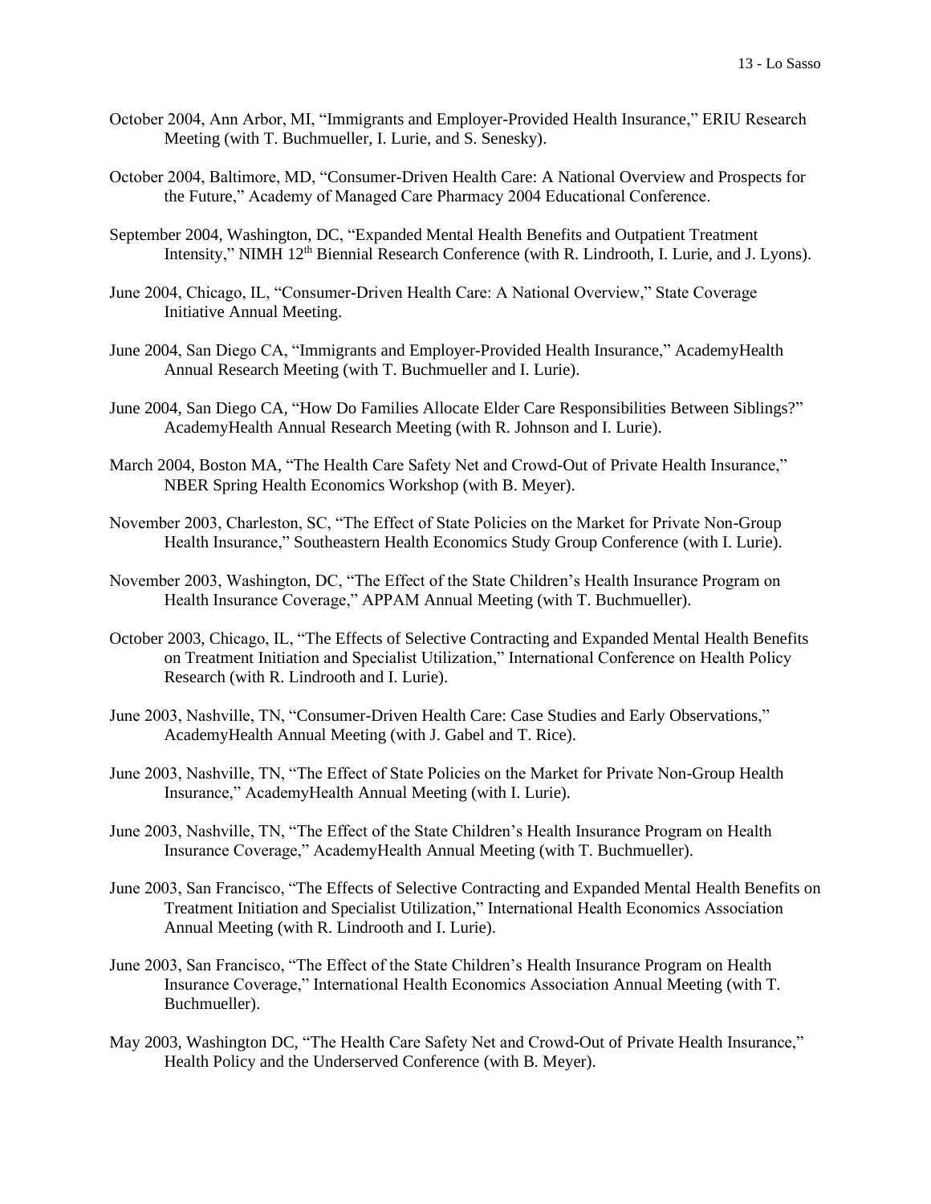October 2004, Ann Arbor, MI, "Immigrants and Employer-Provided Health Insurance," ERIU Research Meeting (with T. Buchmueller, I. Lurie, and S. Senesky).

October 2004, Baltimore, MD, "Consumer-Driven Health Care: A National Overview and Prospects for the Future," Academy of Managed Care Pharmacy 2004 Educational Conference.

September 2004, Washington, DC, "Expanded Mental Health Benefits and Outpatient Treatment Intensity," NIMH 12th Biennial Research Conference (with R. Lindrooth, I. Lurie, and J. Lyons).

June 2004, Chicago, IL, "Consumer-Driven Health Care: A National Overview," State Coverage Initiative Annual Meeting.

June 2004, San Diego CA, "Immigrants and Employer-Provided Health Insurance," AcademyHealth Annual Research Meeting (with T. Buchmueller and I. Lurie).

June 2004, San Diego CA, "How Do Families Allocate Elder Care Responsibilities Between Siblings?" AcademyHealth Annual Research Meeting (with R. Johnson and I. Lurie).

March 2004, Boston MA, "The Health Care Safety Net and Crowd-Out of Private Health Insurance," NBER Spring Health Economics Workshop (with B. Meyer).

November 2003, Charleston, SC, "The Effect of State Policies on the Market for Private Non-Group Health Insurance," Southeastern Health Economics Study Group Conference (with I. Lurie).

November 2003, Washington, DC, "The Effect of the State Children's Health Insurance Program on Health Insurance Coverage," APPAM Annual Meeting (with T. Buchmueller).

October 2003, Chicago, IL, "The Effects of Selective Contracting and Expanded Mental Health Benefits on Treatment Initiation and Specialist Utilization," International Conference on Health Policy Research (with R. Lindrooth and I. Lurie).

June 2003, Nashville, TN, "Consumer-Driven Health Care: Case Studies and Early Observations," AcademyHealth Annual Meeting (with J. Gabel and T. Rice).

June 2003, Nashville, TN, "The Effect of State Policies on the Market for Private Non-Group Health Insurance," AcademyHealth Annual Meeting (with I. Lurie).

June 2003, Nashville, TN, "The Effect of the State Children's Health Insurance Program on Health Insurance Coverage," AcademyHealth Annual Meeting (with T. Buchmueller).

June 2003, San Francisco, "The Effects of Selective Contracting and Expanded Mental Health Benefits on Treatment Initiation and Specialist Utilization," International Health Economics Association Annual Meeting (with R. Lindrooth and I. Lurie).

June 2003, San Francisco, "The Effect of the State Children's Health Insurance Program on Health Insurance Coverage," International Health Economics Association Annual Meeting (with T. Buchmueller).

May 2003, Washington DC, "The Health Care Safety Net and Crowd-Out of Private Health Insurance," Health Policy and the Underserved Conference (with B. Meyer).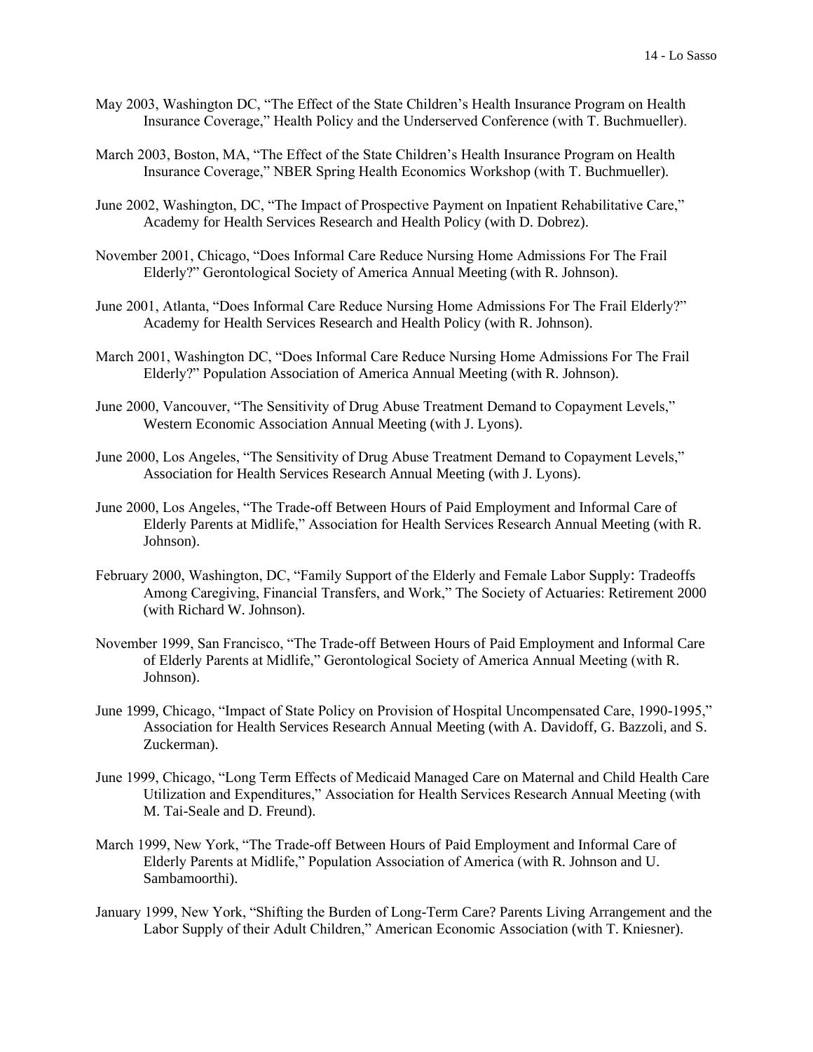May 2003, Washington DC, "The Effect of the State Children's Health Insurance Program on Health Insurance Coverage," Health Policy and the Underserved Conference (with T. Buchmueller).

March 2003, Boston, MA, "The Effect of the State Children's Health Insurance Program on Health Insurance Coverage," NBER Spring Health Economics Workshop (with T. Buchmueller).

June 2002, Washington, DC, "The Impact of Prospective Payment on Inpatient Rehabilitative Care," Academy for Health Services Research and Health Policy (with D. Dobrez).

November 2001, Chicago, "Does Informal Care Reduce Nursing Home Admissions For The Frail Elderly?" Gerontological Society of America Annual Meeting (with R. Johnson).

June 2001, Atlanta, "Does Informal Care Reduce Nursing Home Admissions For The Frail Elderly?" Academy for Health Services Research and Health Policy (with R. Johnson).

March 2001, Washington DC, "Does Informal Care Reduce Nursing Home Admissions For The Frail Elderly?" Population Association of America Annual Meeting (with R. Johnson).

June 2000, Vancouver, "The Sensitivity of Drug Abuse Treatment Demand to Copayment Levels," Western Economic Association Annual Meeting (with J. Lyons).

June 2000, Los Angeles, "The Sensitivity of Drug Abuse Treatment Demand to Copayment Levels," Association for Health Services Research Annual Meeting (with J. Lyons).

June 2000, Los Angeles, "The Trade-off Between Hours of Paid Employment and Informal Care of Elderly Parents at Midlife," Association for Health Services Research Annual Meeting (with R. Johnson).

February 2000, Washington, DC, "Family Support of the Elderly and Female Labor Supply: Tradeoffs Among Caregiving, Financial Transfers, and Work," The Society of Actuaries: Retirement 2000 (with Richard W. Johnson).

November 1999, San Francisco, "The Trade-off Between Hours of Paid Employment and Informal Care of Elderly Parents at Midlife," Gerontological Society of America Annual Meeting (with R. Johnson).

June 1999, Chicago, "Impact of State Policy on Provision of Hospital Uncompensated Care, 1990-1995," Association for Health Services Research Annual Meeting (with A. Davidoff, G. Bazzoli, and S. Zuckerman).

June 1999, Chicago, "Long Term Effects of Medicaid Managed Care on Maternal and Child Health Care Utilization and Expenditures," Association for Health Services Research Annual Meeting (with M. Tai-Seale and D. Freund).

March 1999, New York, "The Trade-off Between Hours of Paid Employment and Informal Care of Elderly Parents at Midlife," Population Association of America (with R. Johnson and U. Sambamoorthi).

January 1999, New York, "Shifting the Burden of Long-Term Care? Parents Living Arrangement and the Labor Supply of their Adult Children," American Economic Association (with T. Kniesner).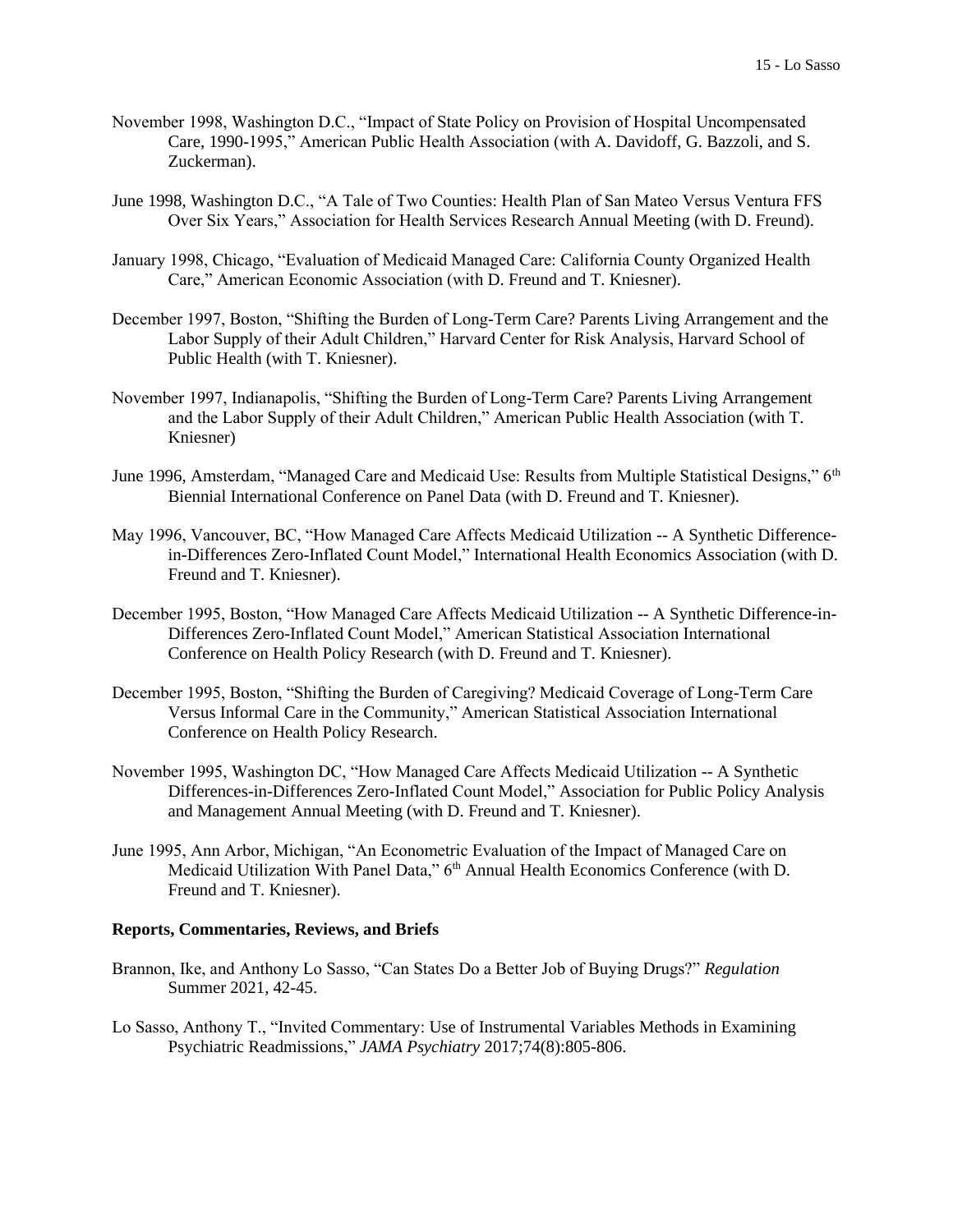November 1998, Washington D.C., "Impact of State Policy on Provision of Hospital Uncompensated Care, 1990-1995," American Public Health Association (with A. Davidoff, G. Bazzoli, and S. Zuckerman).

June 1998, Washington D.C., "A Tale of Two Counties: Health Plan of San Mateo Versus Ventura FFS Over Six Years," Association for Health Services Research Annual Meeting (with D. Freund).

January 1998, Chicago, "Evaluation of Medicaid Managed Care: California County Organized Health Care," American Economic Association (with D. Freund and T. Kniesner).

December 1997, Boston, "Shifting the Burden of Long-Term Care? Parents Living Arrangement and the Labor Supply of their Adult Children," Harvard Center for Risk Analysis, Harvard School of Public Health (with T. Kniesner).

November 1997, Indianapolis, "Shifting the Burden of Long-Term Care? Parents Living Arrangement and the Labor Supply of their Adult Children," American Public Health Association (with T. Kniesner)

June 1996, Amsterdam, "Managed Care and Medicaid Use: Results from Multiple Statistical Designs," 6th Biennial International Conference on Panel Data (with D. Freund and T. Kniesner).

May 1996, Vancouver, BC, "How Managed Care Affects Medicaid Utilization -- A Synthetic Difference-in-Differences Zero-Inflated Count Model," International Health Economics Association (with D. Freund and T. Kniesner).

December 1995, Boston, "How Managed Care Affects Medicaid Utilization -- A Synthetic Difference-in-Differences Zero-Inflated Count Model," American Statistical Association International Conference on Health Policy Research (with D. Freund and T. Kniesner).

December 1995, Boston, "Shifting the Burden of Caregiving? Medicaid Coverage of Long-Term Care Versus Informal Care in the Community," American Statistical Association International Conference on Health Policy Research.

November 1995, Washington DC, "How Managed Care Affects Medicaid Utilization -- A Synthetic Differences-in-Differences Zero-Inflated Count Model," Association for Public Policy Analysis and Management Annual Meeting (with D. Freund and T. Kniesner).

June 1995, Ann Arbor, Michigan, "An Econometric Evaluation of the Impact of Managed Care on Medicaid Utilization With Panel Data," 6th Annual Health Economics Conference (with D. Freund and T. Kniesner).

**Reports, Commentaries, Reviews, and Briefs**

Brannon, Ike, and Anthony Lo Sasso, "Can States Do a Better Job of Buying Drugs?" *Regulation* Summer 2021, 42-45.

Lo Sasso, Anthony T., "Invited Commentary: Use of Instrumental Variables Methods in Examining Psychiatric Readmissions," *JAMA Psychiatry* 2017;74(8):805-806.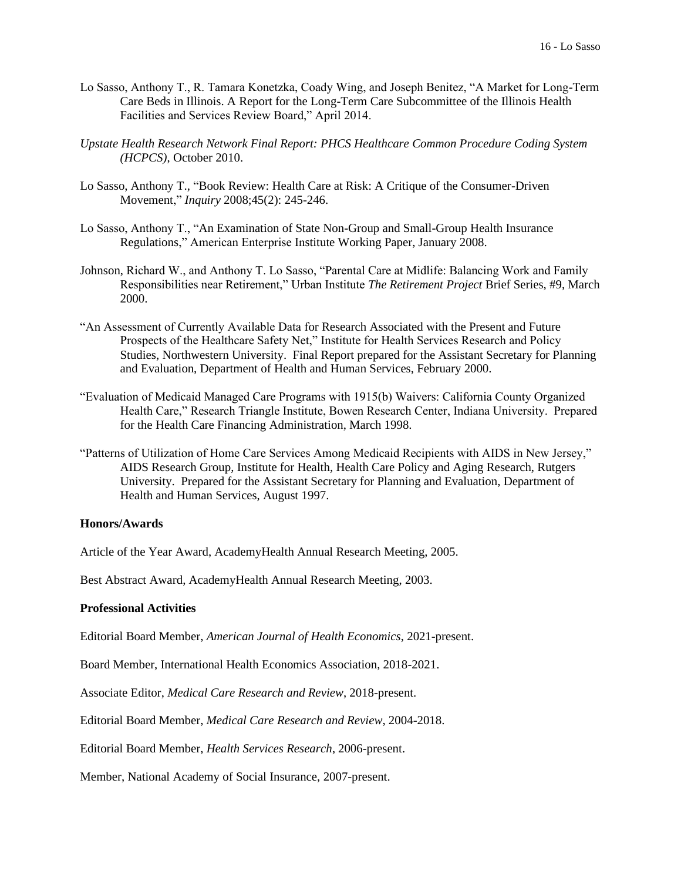Lo Sasso, Anthony T., R. Tamara Konetzka, Coady Wing, and Joseph Benitez, "A Market for Long-Term Care Beds in Illinois. A Report for the Long-Term Care Subcommittee of the Illinois Health Facilities and Services Review Board," April 2014.

*Upstate Health Research Network Final Report: PHCS Healthcare Common Procedure Coding System (HCPCS)*, October 2010.

Lo Sasso, Anthony T., "Book Review: Health Care at Risk: A Critique of the Consumer-Driven Movement," *Inquiry* 2008;45(2): 245-246.

Lo Sasso, Anthony T., "An Examination of State Non-Group and Small-Group Health Insurance Regulations," American Enterprise Institute Working Paper, January 2008.

Johnson, Richard W., and Anthony T. Lo Sasso, "Parental Care at Midlife: Balancing Work and Family Responsibilities near Retirement," Urban Institute *The Retirement Project* Brief Series, #9, March 2000.

"An Assessment of Currently Available Data for Research Associated with the Present and Future Prospects of the Healthcare Safety Net," Institute for Health Services Research and Policy Studies, Northwestern University. Final Report prepared for the Assistant Secretary for Planning and Evaluation, Department of Health and Human Services, February 2000.

"Evaluation of Medicaid Managed Care Programs with 1915(b) Waivers: California County Organized Health Care," Research Triangle Institute, Bowen Research Center, Indiana University. Prepared for the Health Care Financing Administration, March 1998.

"Patterns of Utilization of Home Care Services Among Medicaid Recipients with AIDS in New Jersey," AIDS Research Group, Institute for Health, Health Care Policy and Aging Research, Rutgers University. Prepared for the Assistant Secretary for Planning and Evaluation, Department of Health and Human Services, August 1997.

**Honors/Awards**

Article of the Year Award, AcademyHealth Annual Research Meeting, 2005.

Best Abstract Award, AcademyHealth Annual Research Meeting, 2003.

**Professional Activities**

Editorial Board Member, *American Journal of Health Economics*, 2021-present.

Board Member, International Health Economics Association, 2018-2021.

Associate Editor, *Medical Care Research and Review*, 2018-present.

Editorial Board Member, *Medical Care Research and Review*, 2004-2018.

Editorial Board Member, *Health Services Research*, 2006-present.

Member, National Academy of Social Insurance, 2007-present.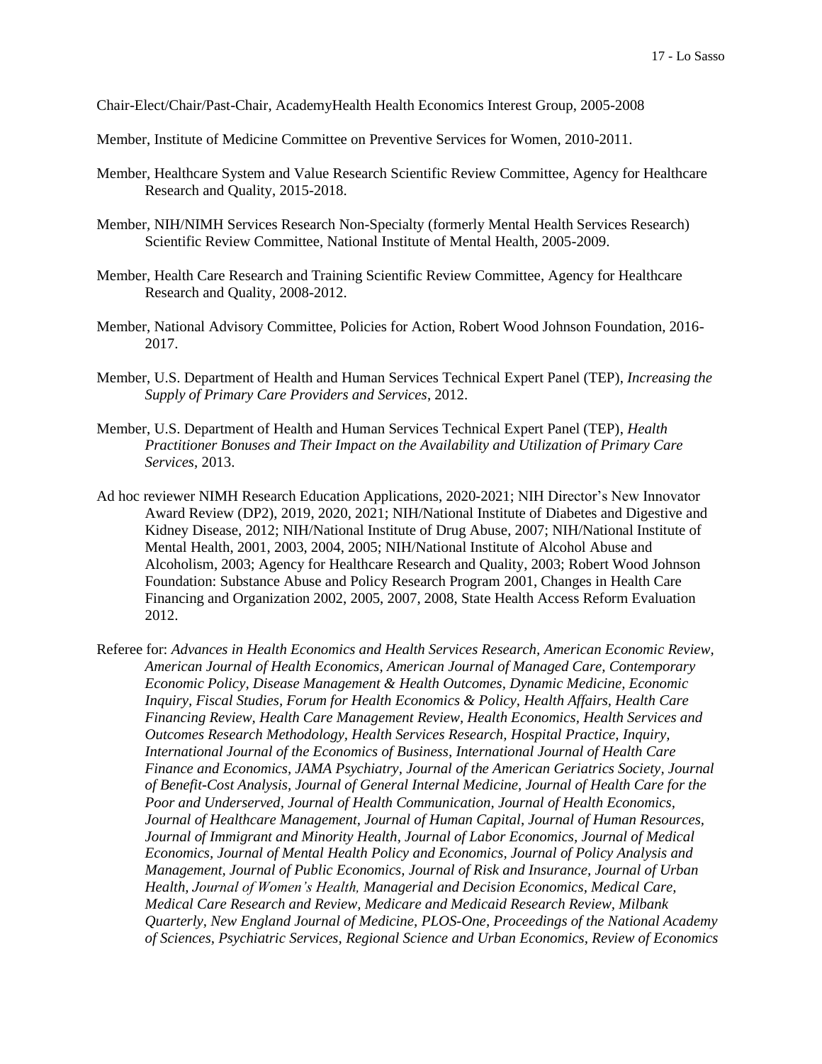Chair-Elect/Chair/Past-Chair, AcademyHealth Health Economics Interest Group, 2005-2008

Member, Institute of Medicine Committee on Preventive Services for Women, 2010-2011.

Member, Healthcare System and Value Research Scientific Review Committee, Agency for Healthcare Research and Quality, 2015-2018.

Member, NIH/NIMH Services Research Non-Specialty (formerly Mental Health Services Research) Scientific Review Committee, National Institute of Mental Health, 2005-2009.

Member, Health Care Research and Training Scientific Review Committee, Agency for Healthcare Research and Quality, 2008-2012.

Member, National Advisory Committee, Policies for Action, Robert Wood Johnson Foundation, 2016-2017.

Member, U.S. Department of Health and Human Services Technical Expert Panel (TEP), *Increasing the Supply of Primary Care Providers and Services*, 2012.

Member, U.S. Department of Health and Human Services Technical Expert Panel (TEP), *Health Practitioner Bonuses and Their Impact on the Availability and Utilization of Primary Care Services*, 2013.

Ad hoc reviewer NIMH Research Education Applications, 2020-2021; NIH Director's New Innovator Award Review (DP2), 2019, 2020, 2021; NIH/National Institute of Diabetes and Digestive and Kidney Disease, 2012; NIH/National Institute of Drug Abuse, 2007; NIH/National Institute of Mental Health, 2001, 2003, 2004, 2005; NIH/National Institute of Alcohol Abuse and Alcoholism, 2003; Agency for Healthcare Research and Quality, 2003; Robert Wood Johnson Foundation: Substance Abuse and Policy Research Program 2001, Changes in Health Care Financing and Organization 2002, 2005, 2007, 2008, State Health Access Reform Evaluation 2012.

Referee for: *Advances in Health Economics and Health Services Research, American Economic Review, American Journal of Health Economics, American Journal of Managed Care, Contemporary Economic Policy, Disease Management & Health Outcomes, Dynamic Medicine, Economic Inquiry, Fiscal Studies, Forum for Health Economics & Policy, Health Affairs, Health Care Financing Review, Health Care Management Review, Health Economics, Health Services and Outcomes Research Methodology, Health Services Research, Hospital Practice, Inquiry, International Journal of the Economics of Business, International Journal of Health Care Finance and Economics, JAMA Psychiatry, Journal of the American Geriatrics Society, Journal of Benefit-Cost Analysis, Journal of General Internal Medicine, Journal of Health Care for the Poor and Underserved, Journal of Health Communication, Journal of Health Economics, Journal of Healthcare Management, Journal of Human Capital, Journal of Human Resources, Journal of Immigrant and Minority Health, Journal of Labor Economics, Journal of Medical Economics, Journal of Mental Health Policy and Economics, Journal of Policy Analysis and Management, Journal of Public Economics, Journal of Risk and Insurance, Journal of Urban Health, Journal of Women's Health, Managerial and Decision Economics, Medical Care, Medical Care Research and Review, Medicare and Medicaid Research Review, Milbank Quarterly, New England Journal of Medicine, PLOS-One, Proceedings of the National Academy of Sciences, Psychiatric Services, Regional Science and Urban Economics, Review of Economics*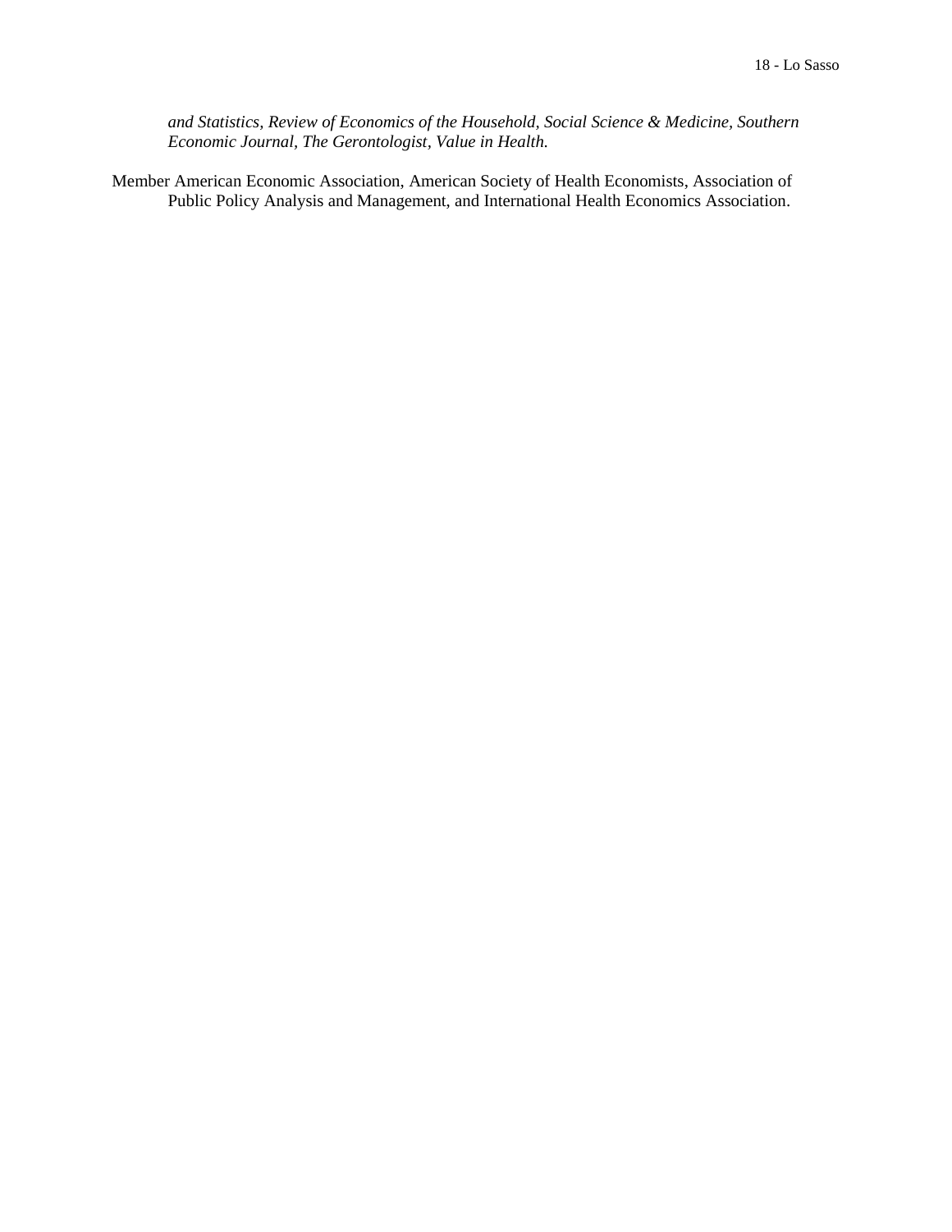*and Statistics, Review of Economics of the Household, Social Science & Medicine, Southern Economic Journal, The Gerontologist, Value in Health.*

Member American Economic Association, American Society of Health Economists, Association of Public Policy Analysis and Management, and International Health Economics Association.